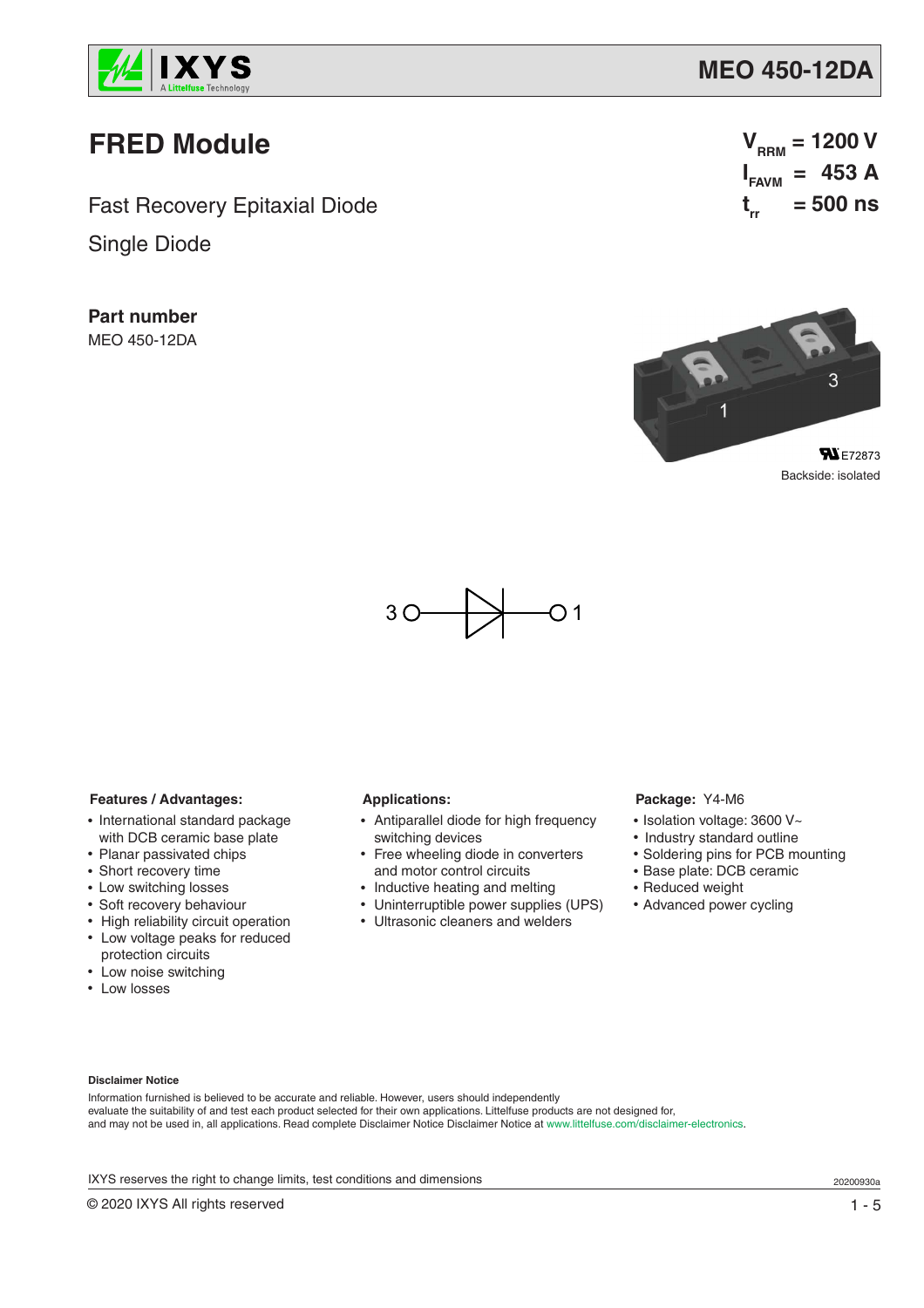# MEO 450-12DA

## FRED Module

$V_{RRM}$ = 1200 V
$I_{FAVM}$ = 453 A
$t_{rr}$ = 500 ns

Fast Recovery Epitaxial Diode

Single Diode

### Part number

MEO 450-12DA

E72873

Backside: isolated

3 ○—▷|—○ 1

**Features / Advantages:**

- International standard package with DCB ceramic base plate
- Planar passivated chips
- Short recovery time
- Low switching losses
- Soft recovery behaviour
- High reliability circuit operation
- Low voltage peaks for reduced protection circuits
- Low noise switching
- Low losses

**Applications:**

- Antiparallel diode for high frequency switching devices
- Free wheeling diode in converters and motor control circuits
- Inductive heating and melting
- Uninterruptible power supplies (UPS)
- Ultrasonic cleaners and welders

**Package:** Y4-M6

- Isolation voltage: 3600 V~
- Industry standard outline
- Soldering pins for PCB mounting
- Base plate: DCB ceramic
- Reduced weight
- Advanced power cycling

**Disclaimer Notice**

Information furnished is believed to be accurate and reliable. However, users should independently evaluate the suitability of and test each product selected for their own applications. Littelfuse products are not designed for, and may not be used in, all applications. Read complete Disclaimer Notice Disclaimer Notice at www.littelfuse.com/disclaimer-electronics.

IXYS reserves the right to change limits, test conditions and dimensions

20200930a

© 2020 IXYS All rights reserved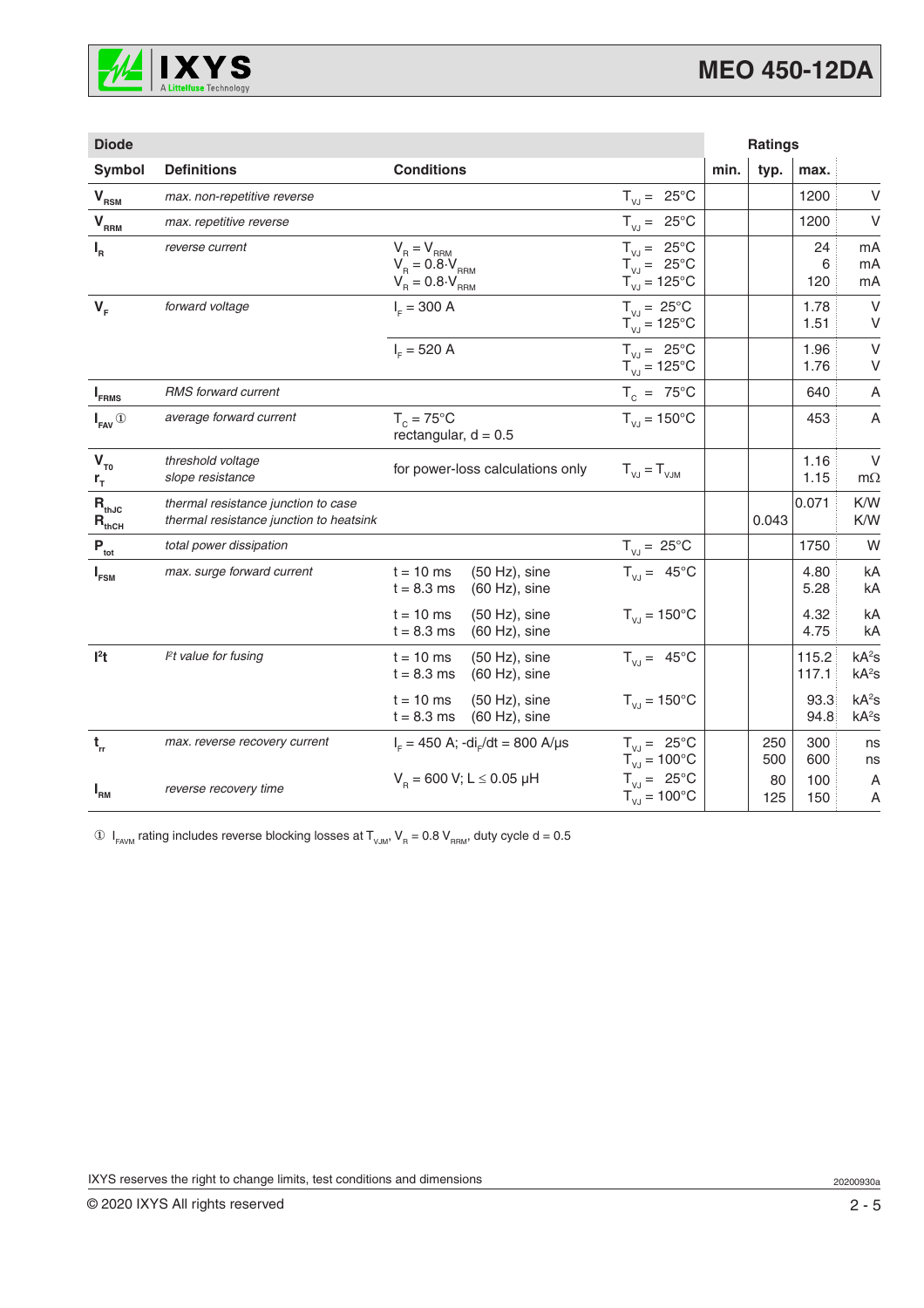| Diode | | | | Ratings | | | |
|---|---|---|---|---|---|---|---|
| Symbol | Definitions | Conditions | | min. | typ. | max. | |
| $V_{RSM}$ | max. non-repetitive reverse | | $T_{VJ}$ = 25°C | | | 1200 | V |
| $V_{RRM}$ | max. repetitive reverse | | $T_{VJ}$ = 25°C | | | 1200 | V |
| $I_R$ | reverse current | $V_R = V_{RRM}$<br>$V_R = 0.8 \cdot V_{RRM}$<br>$V_R = 0.8 \cdot V_{RRM}$ | $T_{VJ}$ = 25°C<br>$T_{VJ}$ = 25°C<br>$T_{VJ}$ = 125°C | | | 24<br>6<br>120 | mA<br>mA<br>mA |
| $V_F$ | forward voltage | $I_F$ = 300 A | $T_{VJ}$ = 25°C<br>$T_{VJ}$ = 125°C | | | 1.78<br>1.51 | V<br>V |
| | | $I_F$ = 520 A | $T_{VJ}$ = 25°C<br>$T_{VJ}$ = 125°C | | | 1.96<br>1.76 | V<br>V |
| $I_{FRMS}$ | RMS forward current | | $T_C$ = 75°C | | | 640 | A |
| $I_{FAV}$ ① | average forward current | $T_C$ = 75°C<br>rectangular, d = 0.5 | $T_{VJ}$ = 150°C | | | 453 | A |
| $V_{T0}$<br>$r_T$ | threshold voltage<br>slope resistance | for power-loss calculations only | $T_{VJ} = T_{VJM}$ | | | 1.16<br>1.15 | V<br>mΩ |
| $R_{thJC}$<br>$R_{thCH}$ | thermal resistance junction to case<br>thermal resistance junction to heatsink | | | | <br>0.043 | 0.071<br> | K/W<br>K/W |
| $P_{tot}$ | total power dissipation | | $T_{VJ}$ = 25°C | | | 1750 | W |
| $I_{FSM}$ | max. surge forward current | t = 10 ms (50 Hz), sine<br>t = 8.3 ms (60 Hz), sine | $T_{VJ}$ = 45°C | | | 4.80<br>5.28 | kA<br>kA |
| | | t = 10 ms (50 Hz), sine<br>t = 8.3 ms (60 Hz), sine | $T_{VJ}$ = 150°C | | | 4.32<br>4.75 | kA<br>kA |
| $I^2t$ | $I^2t$ value for fusing | t = 10 ms (50 Hz), sine<br>t = 8.3 ms (60 Hz), sine | $T_{VJ}$ = 45°C | | | 115.2<br>117.1 | $kA^2s$<br>$kA^2s$ |
| | | t = 10 ms (50 Hz), sine<br>t = 8.3 ms (60 Hz), sine | $T_{VJ}$ = 150°C | | | 93.3<br>94.8 | $kA^2s$<br>$kA^2s$ |
| $t_{rr}$ | max. reverse recovery current | $I_F$ = 450 A; $-di_F/dt$ = 800 A/µs | $T_{VJ}$ = 25°C<br>$T_{VJ}$ = 100°C | | 250<br>500 | 300<br>600 | ns<br>ns |
| $I_{RM}$ | reverse recovery time | $V_R$ = 600 V; L ≤ 0.05 µH | $T_{VJ}$ = 25°C<br>$T_{VJ}$ = 100°C | | 80<br>125 | 100<br>150 | A<br>A |

① $I_{FAVM}$ rating includes reverse blocking losses at $T_{VJM}$, $V_R = 0.8\ V_{RRM}$, duty cycle d = 0.5

IXYS reserves the right to change limits, test conditions and dimensions

20200930a

© 2020 IXYS All rights reserved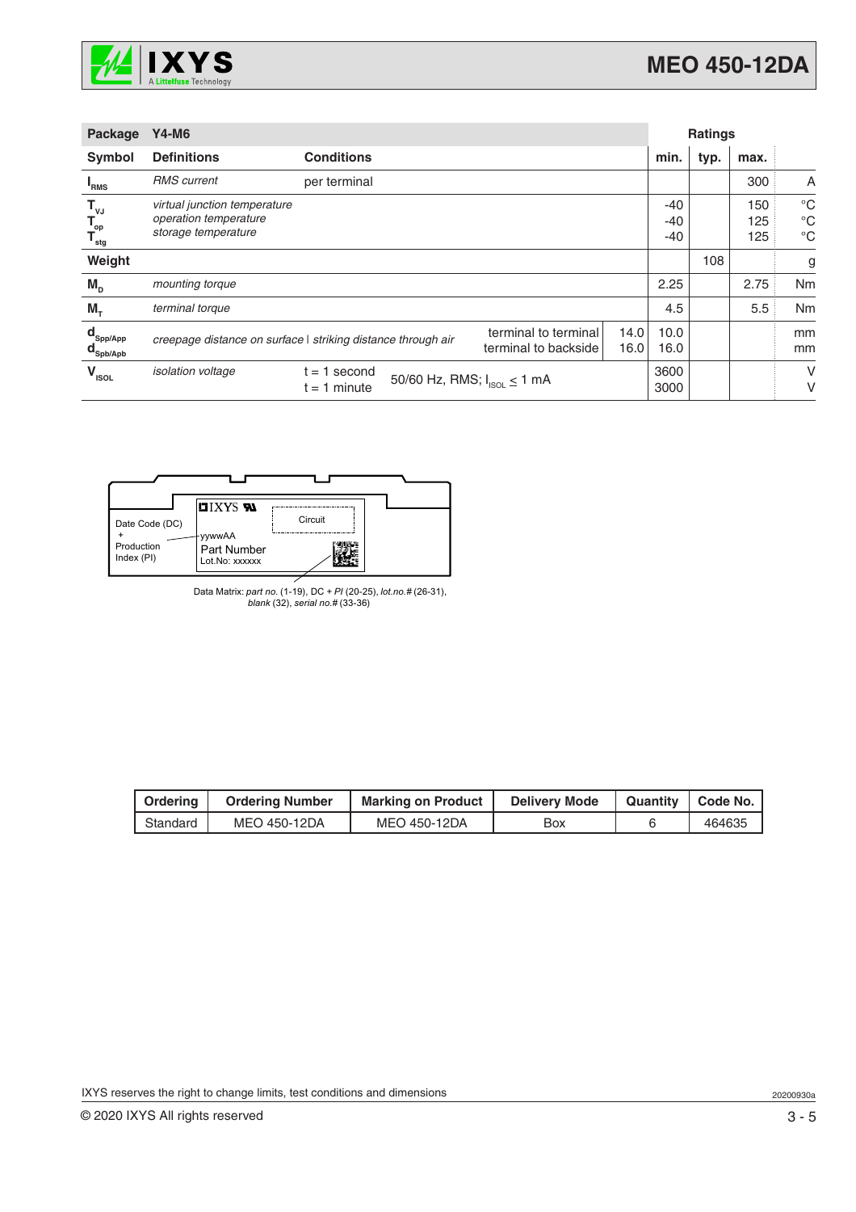| Package | Y4-M6 | | | | Ratings | | | |
|---|---|---|---|---|---|---|---|---|
| **Symbol** | **Definitions** | **Conditions** | | | **min.** | **typ.** | **max.** | |
| $I_{RMS}$ | *RMS current* | per terminal | | | | | 300 | A |
| $T_{VJ}$ | *virtual junction temperature* | | | | -40 | | 150 | °C |
| $T_{op}$ | *operation temperature* | | | | -40 | | 125 | °C |
| $T_{stg}$ | *storage temperature* | | | | -40 | | 125 | °C |
| **Weight** | | | | | | 108 | | g |
| $M_D$ | *mounting torque* | | | | 2.25 | | 2.75 | Nm |
| $M_T$ | *terminal torque* | | | | 4.5 | | 5.5 | Nm |
| $d_{Spp/App}$ | *creepage distance on surface* \| *striking distance through air* | | terminal to terminal | 14.0 | 10.0 | | | mm |
| $d_{Spb/Apb}$ | | | terminal to backside | 16.0 | 16.0 | | | mm |
| $V_{ISOL}$ | *isolation voltage* | t = 1 second | 50/60 Hz, RMS; $I_{ISOL} \leq 1$ mA | | 3600 | | | V |
| | | t = 1 minute | | | 3000 | | | V |

Date Code (DC) + Production Index (PI)

IXYS — Circuit — yywwAA — Part Number — Lot.No: xxxxxx

Data Matrix: *part no.* (1-19), DC + *PI* (20-25), *lot.no.#* (26-31), *blank* (32), *serial no.#* (33-36)

| Ordering | Ordering Number | Marking on Product | Delivery Mode | Quantity | Code No. |
|---|---|---|---|---|---|
| Standard | MEO 450-12DA | MEO 450-12DA | Box | 6 | 464635 |

IXYS reserves the right to change limits, test conditions and dimensions

20200930a

© 2020 IXYS All rights reserved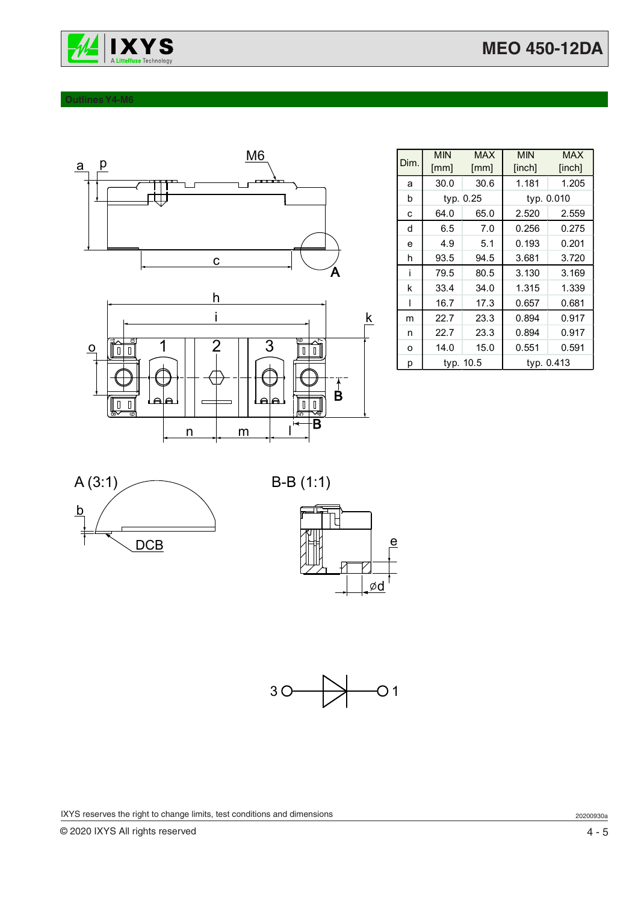## Outlines Y4-M6

| Dim. | MIN [mm] | MAX [mm] | MIN [inch] | MAX [inch] |
|---|---|---|---|---|
| a | 30.0 | 30.6 | 1.181 | 1.205 |
| b | typ. 0.25 | | typ. 0.010 | |
| c | 64.0 | 65.0 | 2.520 | 2.559 |
| d | 6.5 | 7.0 | 0.256 | 0.275 |
| e | 4.9 | 5.1 | 0.193 | 0.201 |
| h | 93.5 | 94.5 | 3.681 | 3.720 |
| i | 79.5 | 80.5 | 3.130 | 3.169 |
| k | 33.4 | 34.0 | 1.315 | 1.339 |
| l | 16.7 | 17.3 | 0.657 | 0.681 |
| m | 22.7 | 23.3 | 0.894 | 0.917 |
| n | 22.7 | 23.3 | 0.894 | 0.917 |
| o | 14.0 | 15.0 | 0.551 | 0.591 |
| p | typ. 10.5 | | typ. 0.413 | |

A (3:1)

B-B (1:1)

IXYS reserves the right to change limits, test conditions and dimensions

© 2020 IXYS All rights reserved

20200930a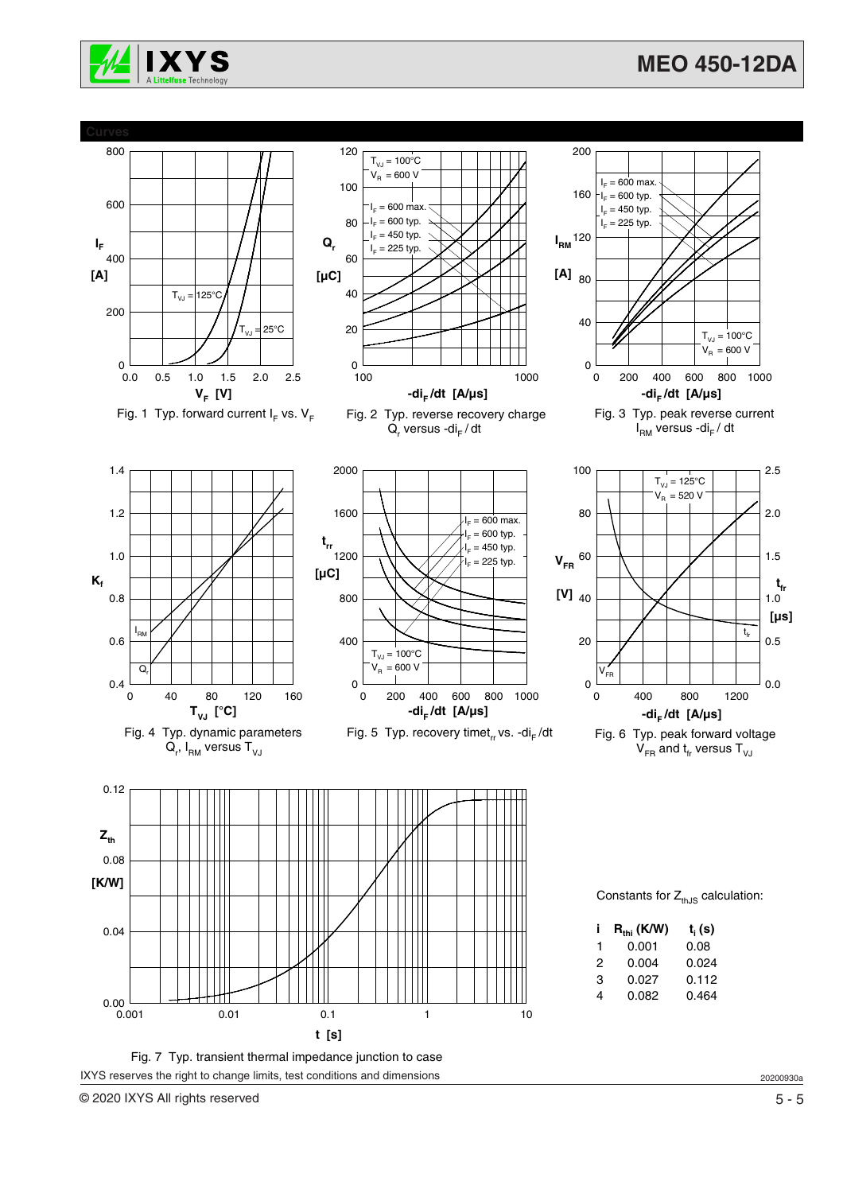## Curves

800
600
$I_F$
400
[A]
200
0
0.0 0.5 1.0 1.5 2.0 2.5
$V_F$ [V]
$T_{VJ}$ = 125°C
$T_{VJ}$ = 25°C

Fig. 1 Typ. forward current $I_F$ vs. $V_F$

120
100
80
$Q_r$
60
[μC]
40
20
0
100 1000
$-di_F/dt$ [A/μs]
$T_{VJ}$ = 100°C
$V_R$ = 600 V
$I_F$ = 600 max.
$I_F$ = 600 typ.
$I_F$ = 450 typ.
$I_F$ = 225 typ.

Fig. 2 Typ. reverse recovery charge $Q_r$ versus $-di_F/dt$

200
160
$I_{RM}$ 120
[A] 80
40
0
0 200 400 600 800 1000
$-di_F/dt$ [A/μs]
$I_F$ = 600 max.
$I_F$ = 600 typ.
$I_F$ = 450 typ.
$I_F$ = 225 typ.
$T_{VJ}$ = 100°C
$V_R$ = 600 V

Fig. 3 Typ. peak reverse current $I_{RM}$ versus $-di_F/dt$

1.4
1.2
1.0
$K_f$
0.8
0.6
0.4
0 40 80 120 160
$T_{VJ}$ [°C]
$I_{RM}$
$Q_r$

Fig. 4 Typ. dynamic parameters $Q_r$, $I_{RM}$ versus $T_{VJ}$

2000
1600
$t_{rr}$
1200
[μC]
800
400
0
0 200 400 600 800 1000
$-di_F/dt$ [A/μs]
$I_F$ = 600 max.
$I_F$ = 600 typ.
$I_F$ = 450 typ.
$I_F$ = 225 typ.
$T_{VJ}$ = 100°C
$V_R$ = 600 V

Fig. 5 Typ. recovery timet$_{rr}$ vs. $-di_F/dt$

100
80
$V_{FR}$ 60
[V] 40
20
0
0 400 800 1200
$-di_F/dt$ [A/μs]
2.5
2.0
1.5
$t_{fr}$
1.0
[μs]
0.5
0.0
$T_{VJ}$ = 125°C
$V_R$ = 520 V
$t_{fr}$
$V_{FR}$

Fig. 6 Typ. peak forward voltage $V_{FR}$ and $t_{fr}$ versus $T_{VJ}$

0.12
$Z_{th}$
0.08
[K/W]
0.04
0.00
0.001 0.01 0.1 1 10
t [s]

Fig. 7 Typ. transient thermal impedance junction to case

Constants for $Z_{thJS}$ calculation:

| i | $R_{thi}$ (K/W) | $t_i$ (s) |
|---|---|---|
| 1 | 0.001 | 0.08 |
| 2 | 0.004 | 0.024 |
| 3 | 0.027 | 0.112 |
| 4 | 0.082 | 0.464 |

IXYS reserves the right to change limits, test conditions and dimensions

20200930a

© 2020 IXYS All rights reserved